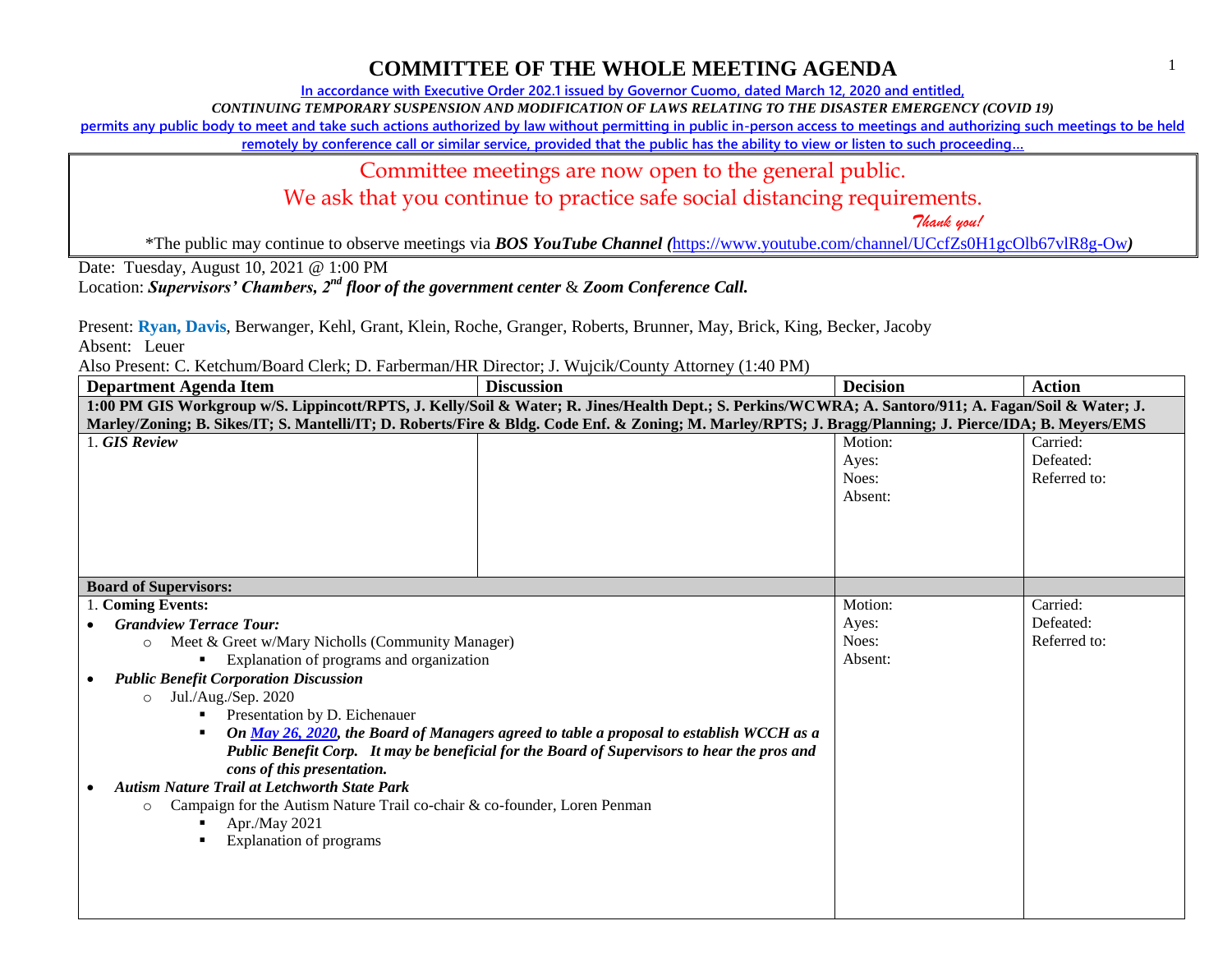# COMMITTEE OF THE WHOLE MEETING AGENDA

**In accordance with Executive Order 202.1 issued by Governor Cuomo, dated March 12, 2020 and entitled,**

***CONTINUING TEMPORARY SUSPENSION AND MODIFICATION OF LAWS RELATING TO THE DISASTER EMERGENCY (COVID 19)***

**permits any public body to meet and take such actions authorized by law without permitting in public in-person access to meetings and authorizing such meetings to be held remotely by conference call or similar service, provided that the public has the ability to view or listen to such proceeding…**

Committee meetings are now open to the general public.

We ask that you continue to practice safe social distancing requirements.

*Thank you!*

*The public may continue to observe meetings via ***BOS YouTube Channel (***https://www.youtube.com/channel/UCcfZs0H1gcOlb67vlR8g-Ow***)***

Date: Tuesday, August 10, 2021 @ 1:00 PM

Location: ***Supervisors' Chambers, 2nd floor of the government center*** & ***Zoom Conference Call.***

Present: **Ryan, Davis**, Berwanger, Kehl, Grant, Klein, Roche, Granger, Roberts, Brunner, May, Brick, King, Becker, Jacoby

Absent: Leuer

Also Present: C. Ketchum/Board Clerk; D. Farberman/HR Director; J. Wujcik/County Attorney (1:40 PM)

| Department Agenda Item | Discussion | Decision | Action |
|---|---|---|---|
| **1:00 PM GIS Workgroup w/S. Lippincott/RPTS, J. Kelly/Soil & Water; R. Jines/Health Dept.; S. Perkins/WCWRA; A. Santoro/911; A. Fagan/Soil & Water; J. Marley/Zoning; B. Sikes/IT; S. Mantelli/IT; D. Roberts/Fire & Bldg. Code Enf. & Zoning; M. Marley/RPTS; J. Bragg/Planning; J. Pierce/IDA; B. Meyers/EMS** | | | |
| 1. ***GIS Review*** | | Motion:<br>Ayes:<br>Noes:<br>Absent: | Carried:<br>Defeated:<br>Referred to: |
| **Board of Supervisors:** | | | |
| 1. **Coming Events:**<br>• ***Grandview Terrace Tour:***<br>  ○ Meet & Greet w/Mary Nicholls (Community Manager)<br>    ▪ Explanation of programs and organization<br>• ***Public Benefit Corporation Discussion***<br>  ○ Jul./Aug./Sep. 2020<br>    ▪ Presentation by D. Eichenauer<br>    ▪ ***On May 26, 2020, the Board of Managers agreed to table a proposal to establish WCCH as a Public Benefit Corp. It may be beneficial for the Board of Supervisors to hear the pros and cons of this presentation.***<br>• ***Autism Nature Trail at Letchworth State Park***<br>  ○ Campaign for the Autism Nature Trail co-chair & co-founder, Loren Penman<br>    ▪ Apr./May 2021<br>    ▪ Explanation of programs | | Motion:<br>Ayes:<br>Noes:<br>Absent: | Carried:<br>Defeated:<br>Referred to: |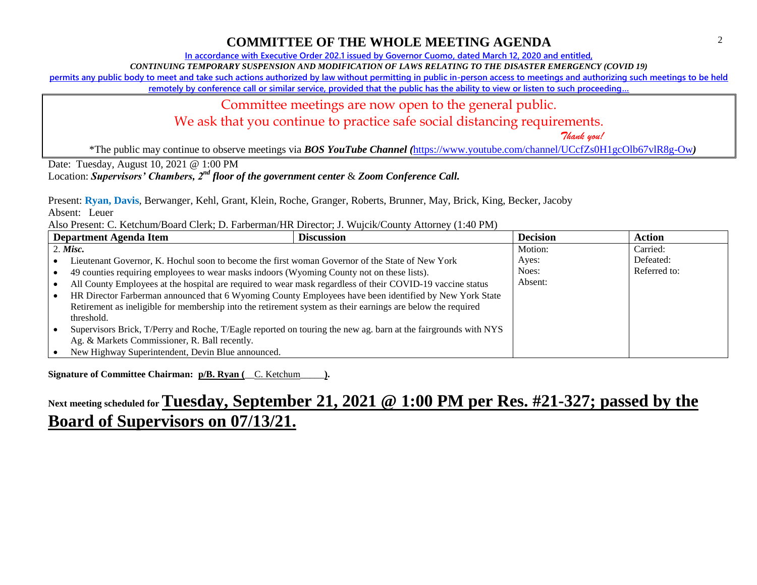# COMMITTEE OF THE WHOLE MEETING AGENDA

In accordance with Executive Order 202.1 issued by Governor Cuomo, dated March 12, 2020 and entitled,

*CONTINUING TEMPORARY SUSPENSION AND MODIFICATION OF LAWS RELATING TO THE DISASTER EMERGENCY (COVID 19)*

permits any public body to meet and take such actions authorized by law without permitting in public in-person access to meetings and authorizing such meetings to be held remotely by conference call or similar service, provided that the public has the ability to view or listen to such proceeding…

Committee meetings are now open to the general public.
We ask that you continue to practice safe social distancing requirements.
*Thank you!*

\*The public may continue to observe meetings via ***BOS YouTube Channel (***https://www.youtube.com/channel/UCcfZs0H1gcOlb67vlR8g-Ow***)***

Date: Tuesday, August 10, 2021 @ 1:00 PM
Location: ***Supervisors' Chambers, 2nd floor of the government center*** & ***Zoom Conference Call.***

Present: **Ryan, Davis**, Berwanger, Kehl, Grant, Klein, Roche, Granger, Roberts, Brunner, May, Brick, King, Becker, Jacoby
Absent: Leuer
Also Present: C. Ketchum/Board Clerk; D. Farberman/HR Director; J. Wujcik/County Attorney (1:40 PM)

| Department Agenda Item | Discussion | Decision | Action |
|---|---|---|---|
| 2. ***Misc.*** <br>• Lieutenant Governor, K. Hochul soon to become the first woman Governor of the State of New York <br>• 49 counties requiring employees to wear masks indoors (Wyoming County not on these lists). <br>• All County Employees at the hospital are required to wear mask regardless of their COVID-19 vaccine status <br>• HR Director Farberman announced that 6 Wyoming County Employees have been identified by New York State Retirement as ineligible for membership into the retirement system as their earnings are below the required threshold. <br>• Supervisors Brick, T/Perry and Roche, T/Eagle reported on touring the new ag. barn at the fairgrounds with NYS Ag. & Markets Commissioner, R. Ball recently. <br>• New Highway Superintendent, Devin Blue announced. | | Motion: <br>Ayes: <br>Noes: <br>Absent: | Carried: <br>Defeated: <br>Referred to: |

**Signature of Committee Chairman: p/B. Ryan (\_\_C. Ketchum\_\_\_\_\_).**

**Next meeting scheduled for Tuesday, September 21, 2021 @ 1:00 PM per Res. #21-327; passed by the Board of Supervisors on 07/13/21.**